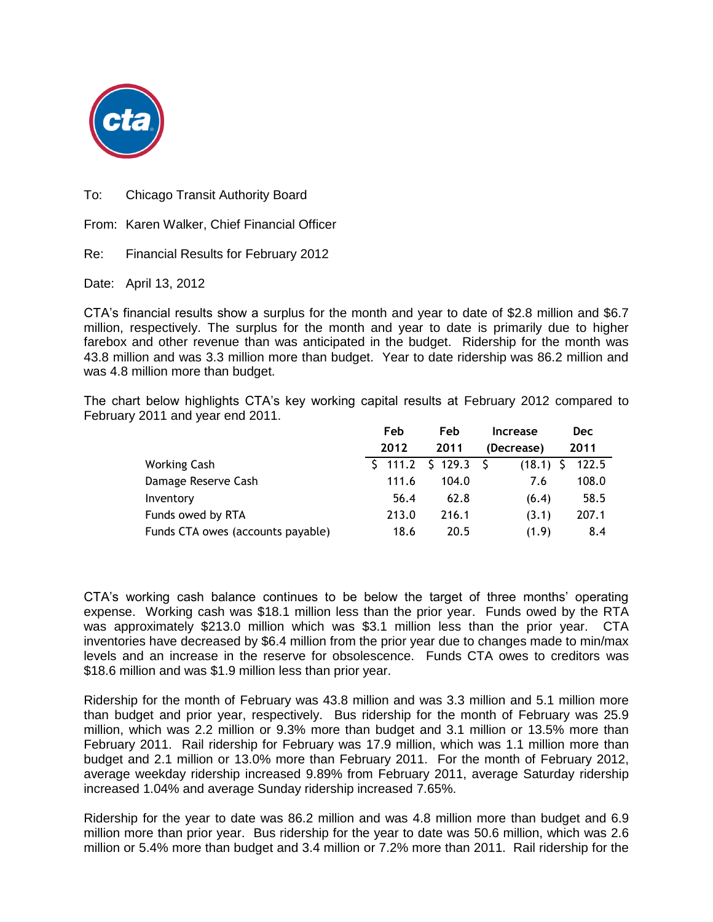To: Chicago Transit Authority Board

From: Karen Walker, Chief Financial Officer

Re: Financial Results for February 2012

Date: April 13, 2012

CTA's financial results show a surplus for the month and year to date of $2.8 million and $6.7 million, respectively. The surplus for the month and year to date is primarily due to higher farebox and other revenue than was anticipated in the budget. Ridership for the month was 43.8 million and was 3.3 million more than budget. Year to date ridership was 86.2 million and was 4.8 million more than budget.

The chart below highlights CTA's key working capital results at February 2012 compared to February 2011 and year end 2011.

| | Feb 2012 | Feb 2011 | Increase (Decrease) | Dec 2011 |
|---|---|---|---|---|
| Working Cash | $ 111.2 | $ 129.3 | $ (18.1) | $ 122.5 |
| Damage Reserve Cash | 111.6 | 104.0 | 7.6 | 108.0 |
| Inventory | 56.4 | 62.8 | (6.4) | 58.5 |
| Funds owed by RTA | 213.0 | 216.1 | (3.1) | 207.1 |
| Funds CTA owes (accounts payable) | 18.6 | 20.5 | (1.9) | 8.4 |

CTA's working cash balance continues to be below the target of three months' operating expense. Working cash was $18.1 million less than the prior year. Funds owed by the RTA was approximately $213.0 million which was $3.1 million less than the prior year. CTA inventories have decreased by $6.4 million from the prior year due to changes made to min/max levels and an increase in the reserve for obsolescence. Funds CTA owes to creditors was $18.6 million and was $1.9 million less than prior year.

Ridership for the month of February was 43.8 million and was 3.3 million and 5.1 million more than budget and prior year, respectively. Bus ridership for the month of February was 25.9 million, which was 2.2 million or 9.3% more than budget and 3.1 million or 13.5% more than February 2011. Rail ridership for February was 17.9 million, which was 1.1 million more than budget and 2.1 million or 13.0% more than February 2011. For the month of February 2012, average weekday ridership increased 9.89% from February 2011, average Saturday ridership increased 1.04% and average Sunday ridership increased 7.65%.

Ridership for the year to date was 86.2 million and was 4.8 million more than budget and 6.9 million more than prior year. Bus ridership for the year to date was 50.6 million, which was 2.6 million or 5.4% more than budget and 3.4 million or 7.2% more than 2011. Rail ridership for the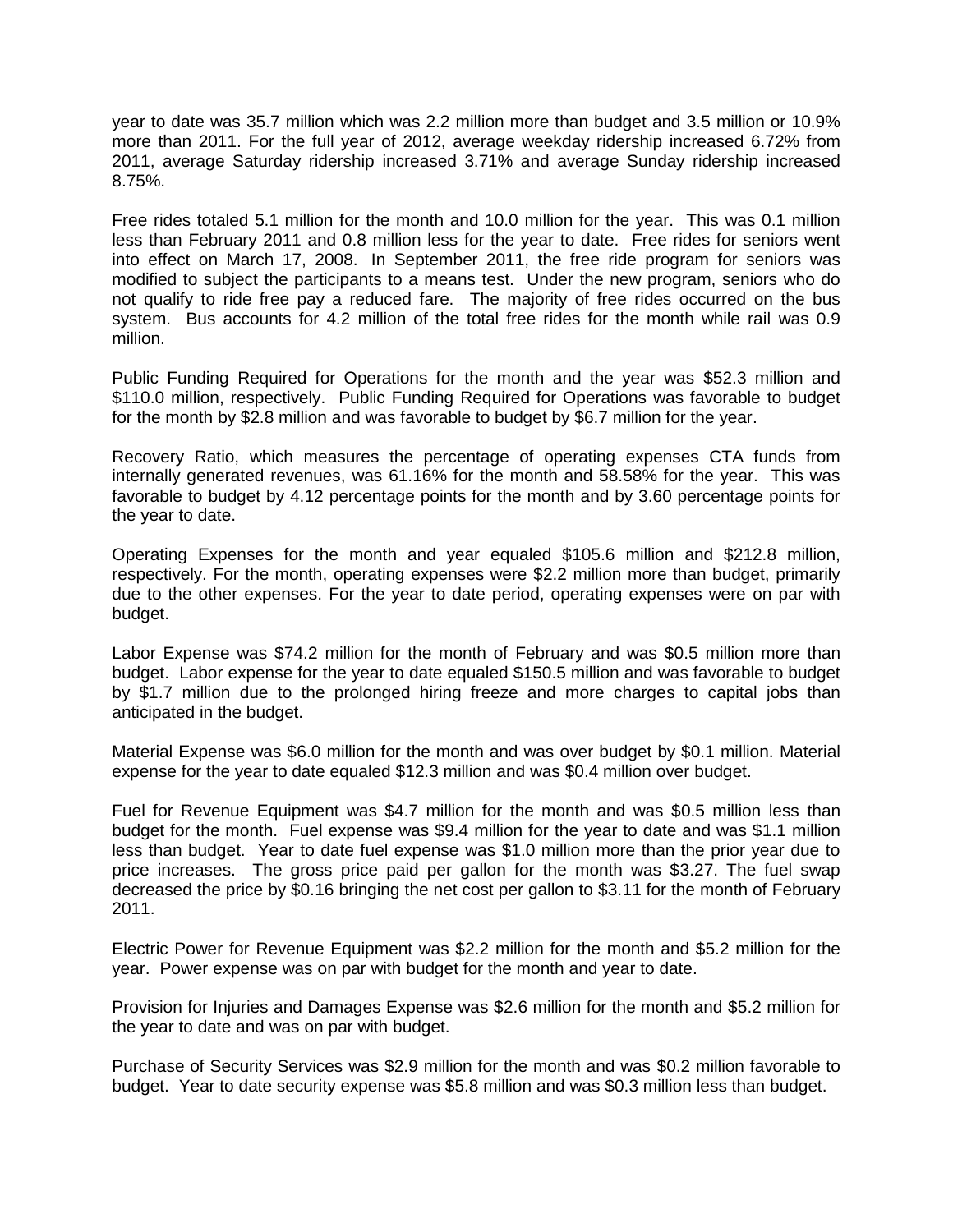year to date was 35.7 million which was 2.2 million more than budget and 3.5 million or 10.9% more than 2011. For the full year of 2012, average weekday ridership increased 6.72% from 2011, average Saturday ridership increased 3.71% and average Sunday ridership increased 8.75%.

Free rides totaled 5.1 million for the month and 10.0 million for the year. This was 0.1 million less than February 2011 and 0.8 million less for the year to date. Free rides for seniors went into effect on March 17, 2008. In September 2011, the free ride program for seniors was modified to subject the participants to a means test. Under the new program, seniors who do not qualify to ride free pay a reduced fare. The majority of free rides occurred on the bus system. Bus accounts for 4.2 million of the total free rides for the month while rail was 0.9 million.

Public Funding Required for Operations for the month and the year was $52.3 million and $110.0 million, respectively. Public Funding Required for Operations was favorable to budget for the month by $2.8 million and was favorable to budget by $6.7 million for the year.

Recovery Ratio, which measures the percentage of operating expenses CTA funds from internally generated revenues, was 61.16% for the month and 58.58% for the year. This was favorable to budget by 4.12 percentage points for the month and by 3.60 percentage points for the year to date.

Operating Expenses for the month and year equaled $105.6 million and $212.8 million, respectively. For the month, operating expenses were $2.2 million more than budget, primarily due to the other expenses. For the year to date period, operating expenses were on par with budget.

Labor Expense was $74.2 million for the month of February and was $0.5 million more than budget. Labor expense for the year to date equaled $150.5 million and was favorable to budget by $1.7 million due to the prolonged hiring freeze and more charges to capital jobs than anticipated in the budget.

Material Expense was $6.0 million for the month and was over budget by $0.1 million. Material expense for the year to date equaled $12.3 million and was $0.4 million over budget.

Fuel for Revenue Equipment was $4.7 million for the month and was $0.5 million less than budget for the month. Fuel expense was $9.4 million for the year to date and was $1.1 million less than budget. Year to date fuel expense was $1.0 million more than the prior year due to price increases. The gross price paid per gallon for the month was $3.27. The fuel swap decreased the price by $0.16 bringing the net cost per gallon to $3.11 for the month of February 2011.

Electric Power for Revenue Equipment was $2.2 million for the month and $5.2 million for the year. Power expense was on par with budget for the month and year to date.

Provision for Injuries and Damages Expense was $2.6 million for the month and $5.2 million for the year to date and was on par with budget.

Purchase of Security Services was $2.9 million for the month and was $0.2 million favorable to budget. Year to date security expense was $5.8 million and was $0.3 million less than budget.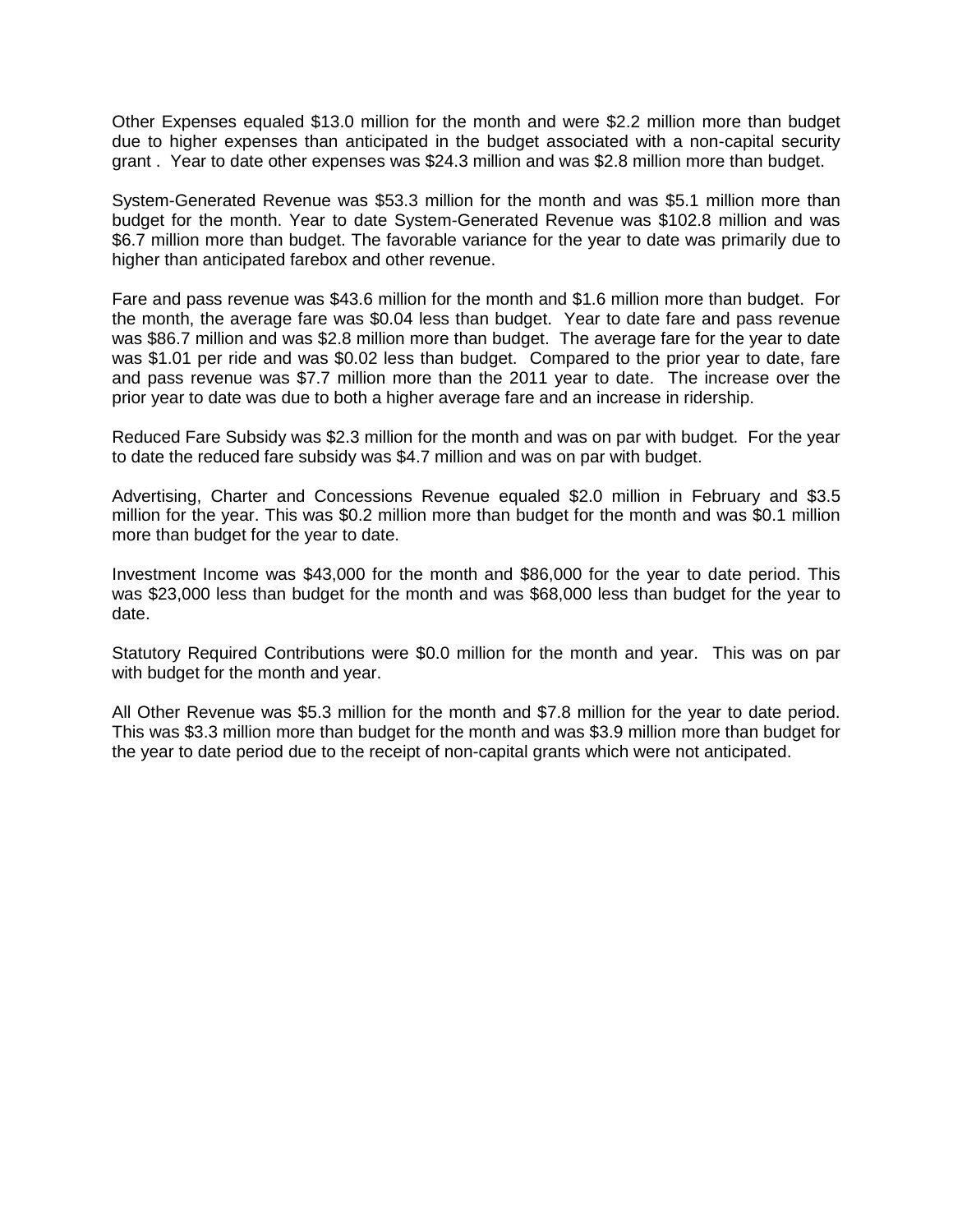Other Expenses equaled $13.0 million for the month and were $2.2 million more than budget due to higher expenses than anticipated in the budget associated with a non-capital security grant . Year to date other expenses was $24.3 million and was $2.8 million more than budget.

System-Generated Revenue was $53.3 million for the month and was $5.1 million more than budget for the month. Year to date System-Generated Revenue was $102.8 million and was $6.7 million more than budget. The favorable variance for the year to date was primarily due to higher than anticipated farebox and other revenue.

Fare and pass revenue was $43.6 million for the month and $1.6 million more than budget. For the month, the average fare was $0.04 less than budget. Year to date fare and pass revenue was $86.7 million and was $2.8 million more than budget. The average fare for the year to date was $1.01 per ride and was $0.02 less than budget. Compared to the prior year to date, fare and pass revenue was $7.7 million more than the 2011 year to date. The increase over the prior year to date was due to both a higher average fare and an increase in ridership.

Reduced Fare Subsidy was $2.3 million for the month and was on par with budget. For the year to date the reduced fare subsidy was $4.7 million and was on par with budget.

Advertising, Charter and Concessions Revenue equaled $2.0 million in February and $3.5 million for the year. This was $0.2 million more than budget for the month and was $0.1 million more than budget for the year to date.

Investment Income was $43,000 for the month and $86,000 for the year to date period. This was $23,000 less than budget for the month and was $68,000 less than budget for the year to date.

Statutory Required Contributions were $0.0 million for the month and year. This was on par with budget for the month and year.

All Other Revenue was $5.3 million for the month and $7.8 million for the year to date period. This was $3.3 million more than budget for the month and was $3.9 million more than budget for the year to date period due to the receipt of non-capital grants which were not anticipated.